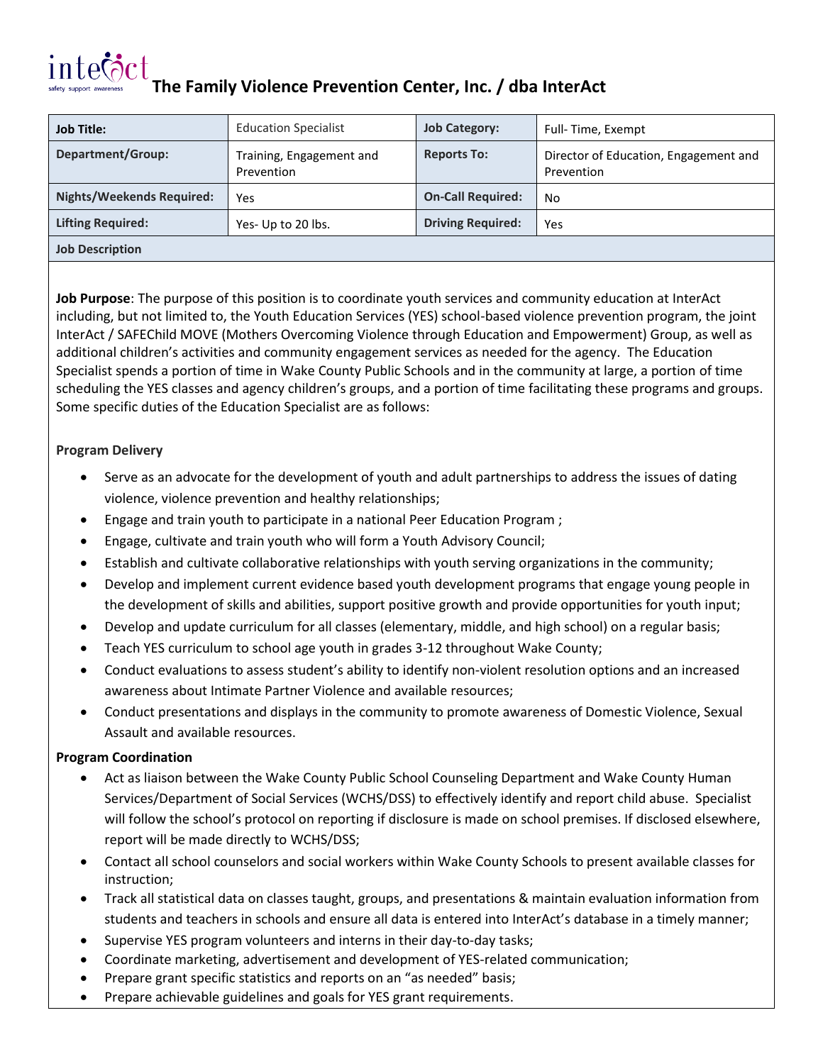# The Family Violence Prevention Center, Inc. / dba InterAct

| Job Title: | Education Specialist | Job Category: | Full- Time, Exempt |
|---|---|---|---|
| Department/Group: | Training, Engagement and Prevention | Reports To: | Director of Education, Engagement and Prevention |
| Nights/Weekends Required: | Yes | On-Call Required: | No |
| Lifting Required: | Yes- Up to 20 lbs. | Driving Required: | Yes |

**Job Description**

**Job Purpose**: The purpose of this position is to coordinate youth services and community education at InterAct including, but not limited to, the Youth Education Services (YES) school-based violence prevention program, the joint InterAct / SAFEChild MOVE (Mothers Overcoming Violence through Education and Empowerment) Group, as well as additional children's activities and community engagement services as needed for the agency. The Education Specialist spends a portion of time in Wake County Public Schools and in the community at large, a portion of time scheduling the YES classes and agency children's groups, and a portion of time facilitating these programs and groups. Some specific duties of the Education Specialist are as follows:

**Program Delivery**

- Serve as an advocate for the development of youth and adult partnerships to address the issues of dating violence, violence prevention and healthy relationships;
- Engage and train youth to participate in a national Peer Education Program ;
- Engage, cultivate and train youth who will form a Youth Advisory Council;
- Establish and cultivate collaborative relationships with youth serving organizations in the community;
- Develop and implement current evidence based youth development programs that engage young people in the development of skills and abilities, support positive growth and provide opportunities for youth input;
- Develop and update curriculum for all classes (elementary, middle, and high school) on a regular basis;
- Teach YES curriculum to school age youth in grades 3-12 throughout Wake County;
- Conduct evaluations to assess student's ability to identify non-violent resolution options and an increased awareness about Intimate Partner Violence and available resources;
- Conduct presentations and displays in the community to promote awareness of Domestic Violence, Sexual Assault and available resources.

**Program Coordination**

- Act as liaison between the Wake County Public School Counseling Department and Wake County Human Services/Department of Social Services (WCHS/DSS) to effectively identify and report child abuse. Specialist will follow the school's protocol on reporting if disclosure is made on school premises. If disclosed elsewhere, report will be made directly to WCHS/DSS;
- Contact all school counselors and social workers within Wake County Schools to present available classes for instruction;
- Track all statistical data on classes taught, groups, and presentations & maintain evaluation information from students and teachers in schools and ensure all data is entered into InterAct's database in a timely manner;
- Supervise YES program volunteers and interns in their day-to-day tasks;
- Coordinate marketing, advertisement and development of YES-related communication;
- Prepare grant specific statistics and reports on an "as needed" basis;
- Prepare achievable guidelines and goals for YES grant requirements.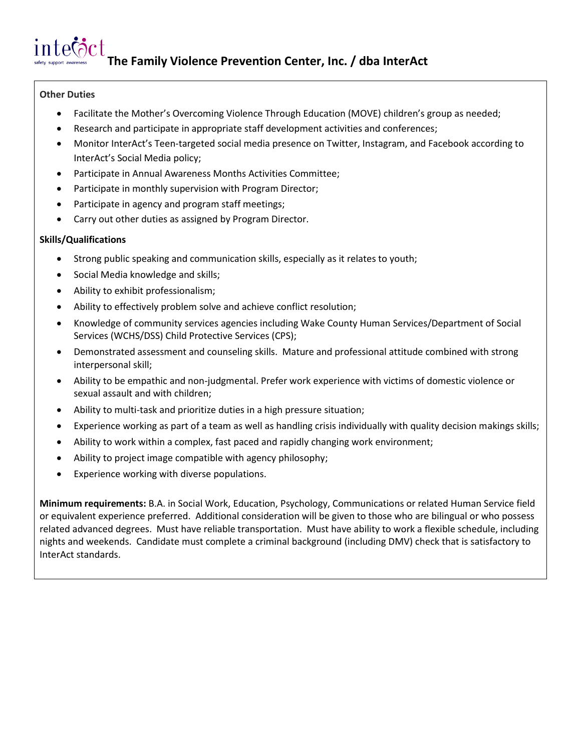**Other Duties**

- Facilitate the Mother's Overcoming Violence Through Education (MOVE) children's group as needed;
- Research and participate in appropriate staff development activities and conferences;
- Monitor InterAct's Teen-targeted social media presence on Twitter, Instagram, and Facebook according to InterAct's Social Media policy;
- Participate in Annual Awareness Months Activities Committee;
- Participate in monthly supervision with Program Director;
- Participate in agency and program staff meetings;
- Carry out other duties as assigned by Program Director.

**Skills/Qualifications**

- Strong public speaking and communication skills, especially as it relates to youth;
- Social Media knowledge and skills;
- Ability to exhibit professionalism;
- Ability to effectively problem solve and achieve conflict resolution;
- Knowledge of community services agencies including Wake County Human Services/Department of Social Services (WCHS/DSS) Child Protective Services (CPS);
- Demonstrated assessment and counseling skills. Mature and professional attitude combined with strong interpersonal skill;
- Ability to be empathic and non-judgmental. Prefer work experience with victims of domestic violence or sexual assault and with children;
- Ability to multi-task and prioritize duties in a high pressure situation;
- Experience working as part of a team as well as handling crisis individually with quality decision makings skills;
- Ability to work within a complex, fast paced and rapidly changing work environment;
- Ability to project image compatible with agency philosophy;
- Experience working with diverse populations.

**Minimum requirements:** B.A. in Social Work, Education, Psychology, Communications or related Human Service field or equivalent experience preferred. Additional consideration will be given to those who are bilingual or who possess related advanced degrees. Must have reliable transportation. Must have ability to work a flexible schedule, including nights and weekends. Candidate must complete a criminal background (including DMV) check that is satisfactory to InterAct standards.